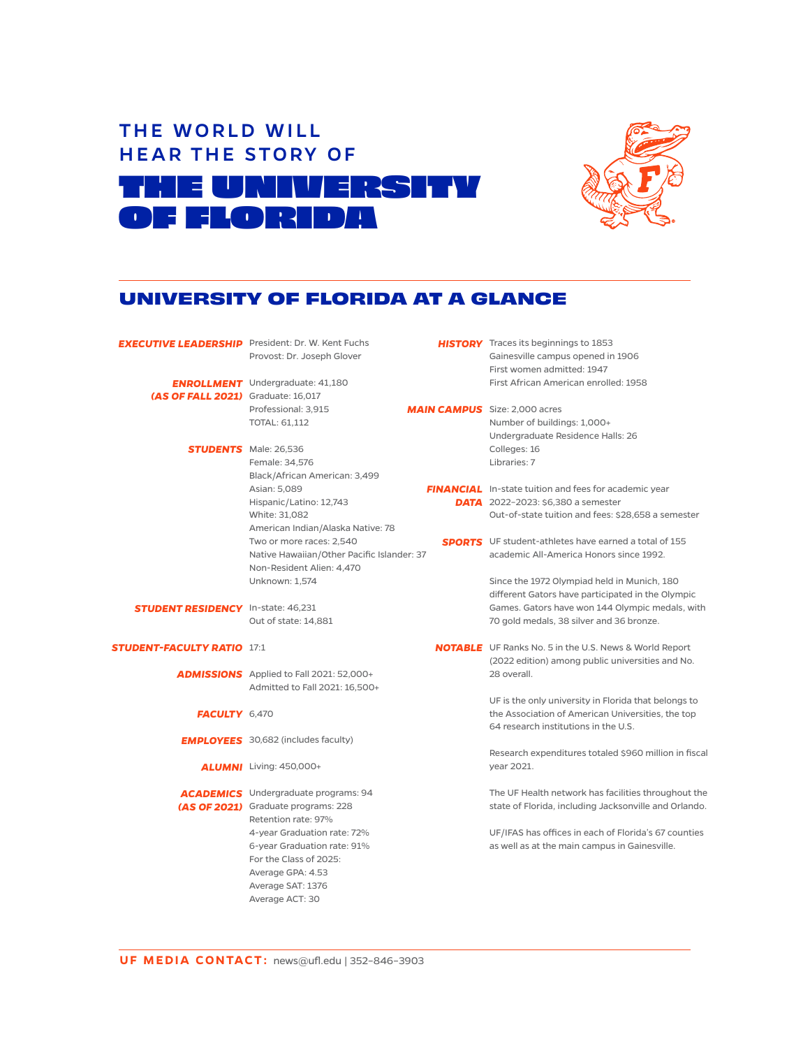THE WORLD WILL
HEAR THE STORY OF

# THE UNIVERSITY OF FLORIDA

## UNIVERSITY OF FLORIDA AT A GLANCE

***EXECUTIVE LEADERSHIP***
President: Dr. W. Kent Fuchs
Provost: Dr. Joseph Glover

***ENROLLMENT (AS OF FALL 2021)***
Undergraduate: 41,180
Graduate: 16,017
Professional: 3,915
TOTAL: 61,112

***STUDENTS***
Male: 26,536
Female: 34,576
Black/African American: 3,499
Asian: 5,089
Hispanic/Latino: 12,743
White: 31,082
American Indian/Alaska Native: 78
Two or more races: 2,540
Native Hawaiian/Other Pacific Islander: 37
Non-Resident Alien: 4,470
Unknown: 1,574

***STUDENT RESIDENCY***
In-state: 46,231
Out of state: 14,881

***STUDENT-FACULTY RATIO*** 17:1

***ADMISSIONS***
Applied to Fall 2021: 52,000+
Admitted to Fall 2021: 16,500+

***FACULTY*** 6,470

***EMPLOYEES*** 30,682 (includes faculty)

***ALUMNI*** Living: 450,000+

***ACADEMICS (AS OF 2021)***
Undergraduate programs: 94
Graduate programs: 228
Retention rate: 97%
4-year Graduation rate: 72%
6-year Graduation rate: 91%
For the Class of 2025:
Average GPA: 4.53
Average SAT: 1376
Average ACT: 30

***HISTORY***
Traces its beginnings to 1853
Gainesville campus opened in 1906
First women admitted: 1947
First African American enrolled: 1958

***MAIN CAMPUS***
Size: 2,000 acres
Number of buildings: 1,000+
Undergraduate Residence Halls: 26
Colleges: 16
Libraries: 7

***FINANCIAL DATA***
In-state tuition and fees for academic year 2022–2023: $6,380 a semester
Out-of-state tuition and fees: $28,658 a semester

***SPORTS***
UF student-athletes have earned a total of 155 academic All-America Honors since 1992.

Since the 1972 Olympiad held in Munich, 180 different Gators have participated in the Olympic Games. Gators have won 144 Olympic medals, with 70 gold medals, 38 silver and 36 bronze.

***NOTABLE***
UF Ranks No. 5 in the U.S. News & World Report (2022 edition) among public universities and No. 28 overall.

UF is the only university in Florida that belongs to the Association of American Universities, the top 64 research institutions in the U.S.

Research expenditures totaled $960 million in fiscal year 2021.

The UF Health network has facilities throughout the state of Florida, including Jacksonville and Orlando.

UF/IFAS has offices in each of Florida's 67 counties as well as at the main campus in Gainesville.

**UF MEDIA CONTACT:** news@ufl.edu | 352–846–3903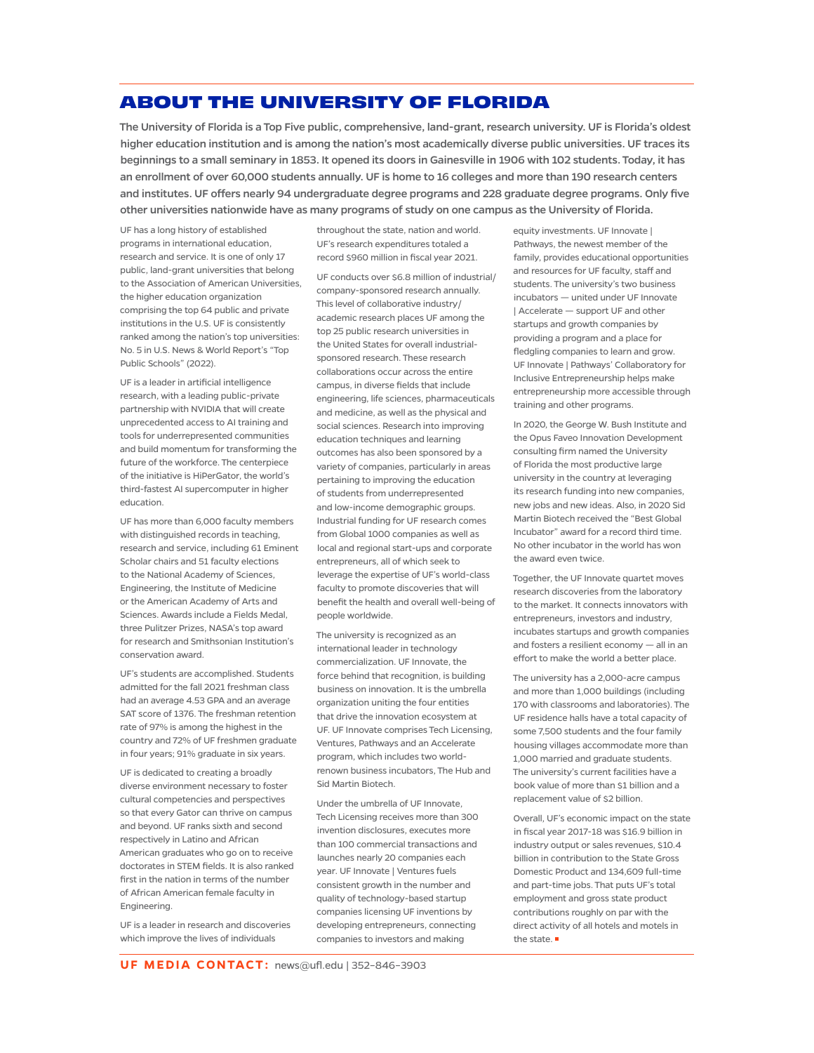# ABOUT THE UNIVERSITY OF FLORIDA

**The University of Florida is a Top Five public, comprehensive, land-grant, research university. UF is Florida's oldest higher education institution and is among the nation's most academically diverse public universities. UF traces its beginnings to a small seminary in 1853. It opened its doors in Gainesville in 1906 with 102 students. Today, it has an enrollment of over 60,000 students annually. UF is home to 16 colleges and more than 190 research centers and institutes. UF offers nearly 94 undergraduate degree programs and 228 graduate degree programs. Only five other universities nationwide have as many programs of study on one campus as the University of Florida.**

UF has a long history of established programs in international education, research and service. It is one of only 17 public, land-grant universities that belong to the Association of American Universities, the higher education organization comprising the top 64 public and private institutions in the U.S. UF is consistently ranked among the nation's top universities: No. 5 in U.S. News & World Report's "Top Public Schools" (2022).

UF is a leader in artificial intelligence research, with a leading public-private partnership with NVIDIA that will create unprecedented access to AI training and tools for underrepresented communities and build momentum for transforming the future of the workforce. The centerpiece of the initiative is HiPerGator, the world's third-fastest AI supercomputer in higher education.

UF has more than 6,000 faculty members with distinguished records in teaching, research and service, including 61 Eminent Scholar chairs and 51 faculty elections to the National Academy of Sciences, Engineering, the Institute of Medicine or the American Academy of Arts and Sciences. Awards include a Fields Medal, three Pulitzer Prizes, NASA's top award for research and Smithsonian Institution's conservation award.

UF's students are accomplished. Students admitted for the fall 2021 freshman class had an average 4.53 GPA and an average SAT score of 1376. The freshman retention rate of 97% is among the highest in the country and 72% of UF freshmen graduate in four years; 91% graduate in six years.

UF is dedicated to creating a broadly diverse environment necessary to foster cultural competencies and perspectives so that every Gator can thrive on campus and beyond. UF ranks sixth and second respectively in Latino and African American graduates who go on to receive doctorates in STEM fields. It is also ranked first in the nation in terms of the number of African American female faculty in Engineering.

UF is a leader in research and discoveries which improve the lives of individuals throughout the state, nation and world. UF's research expenditures totaled a record $960 million in fiscal year 2021.

UF conducts over $6.8 million of industrial/company-sponsored research annually. This level of collaborative industry/academic research places UF among the top 25 public research universities in the United States for overall industrial-sponsored research. These research collaborations occur across the entire campus, in diverse fields that include engineering, life sciences, pharmaceuticals and medicine, as well as the physical and social sciences. Research into improving education techniques and learning outcomes has also been sponsored by a variety of companies, particularly in areas pertaining to improving the education of students from underrepresented and low-income demographic groups. Industrial funding for UF research comes from Global 1000 companies as well as local and regional start-ups and corporate entrepreneurs, all of which seek to leverage the expertise of UF's world-class faculty to promote discoveries that will benefit the health and overall well-being of people worldwide.

The university is recognized as an international leader in technology commercialization. UF Innovate, the force behind that recognition, is building business on innovation. It is the umbrella organization uniting the four entities that drive the innovation ecosystem at UF. UF Innovate comprises Tech Licensing, Ventures, Pathways and an Accelerate program, which includes two world-renown business incubators, The Hub and Sid Martin Biotech.

Under the umbrella of UF Innovate, Tech Licensing receives more than 300 invention disclosures, executes more than 100 commercial transactions and launches nearly 20 companies each year. UF Innovate | Ventures fuels consistent growth in the number and quality of technology-based startup companies licensing UF inventions by developing entrepreneurs, connecting companies to investors and making equity investments. UF Innovate | Pathways, the newest member of the family, provides educational opportunities and resources for UF faculty, staff and students. The university's two business incubators — united under UF Innovate | Accelerate — support UF and other startups and growth companies by providing a program and a place for fledgling companies to learn and grow. UF Innovate | Pathways' Collaboratory for Inclusive Entrepreneurship helps make entrepreneurship more accessible through training and other programs.

In 2020, the George W. Bush Institute and the Opus Faveo Innovation Development consulting firm named the University of Florida the most productive large university in the country at leveraging its research funding into new companies, new jobs and new ideas. Also, in 2020 Sid Martin Biotech received the "Best Global Incubator" award for a record third time. No other incubator in the world has won the award even twice.

Together, the UF Innovate quartet moves research discoveries from the laboratory to the market. It connects innovators with entrepreneurs, investors and industry, incubates startups and growth companies and fosters a resilient economy — all in an effort to make the world a better place.

The university has a 2,000-acre campus and more than 1,000 buildings (including 170 with classrooms and laboratories). The UF residence halls have a total capacity of some 7,500 students and the four family housing villages accommodate more than 1,000 married and graduate students. The university's current facilities have a book value of more than $1 billion and a replacement value of $2 billion.

Overall, UF's economic impact on the state in fiscal year 2017-18 was $16.9 billion in industry output or sales revenues, $10.4 billion in contribution to the State Gross Domestic Product and 134,609 full-time and part-time jobs. That puts UF's total employment and gross state product contributions roughly on par with the direct activity of all hotels and motels in the state.

**UF MEDIA CONTACT:** news@ufl.edu | 352–846–3903